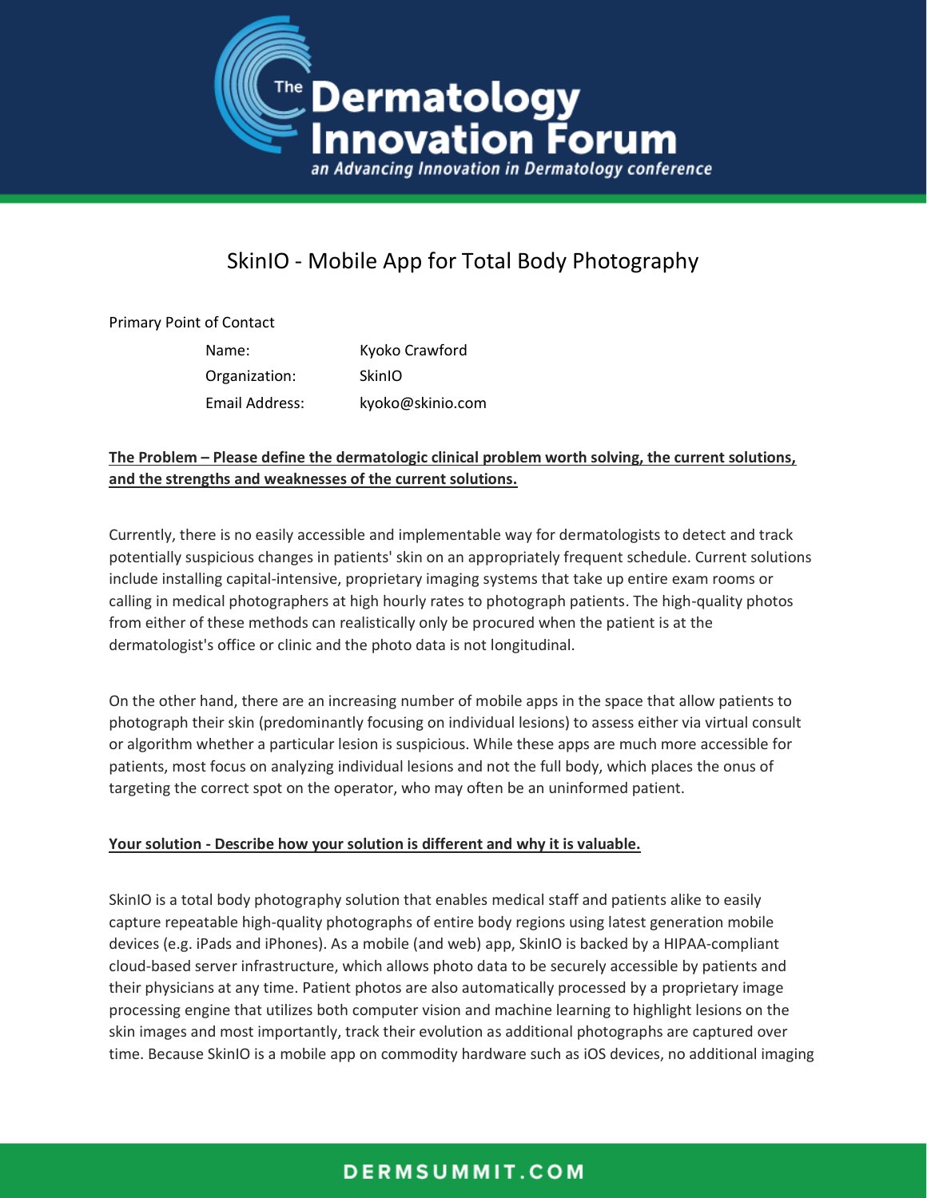# SkinIO - Mobile App for Total Body Photography

Primary Point of Contact

| | |
|---|---|
| Name: | Kyoko Crawford |
| Organization: | SkinIO |
| Email Address: | kyoko@skinio.com |

**The Problem – Please define the dermatologic clinical problem worth solving, the current solutions, and the strengths and weaknesses of the current solutions.**

Currently, there is no easily accessible and implementable way for dermatologists to detect and track potentially suspicious changes in patients' skin on an appropriately frequent schedule. Current solutions include installing capital-intensive, proprietary imaging systems that take up entire exam rooms or calling in medical photographers at high hourly rates to photograph patients. The high-quality photos from either of these methods can realistically only be procured when the patient is at the dermatologist's office or clinic and the photo data is not longitudinal.

On the other hand, there are an increasing number of mobile apps in the space that allow patients to photograph their skin (predominantly focusing on individual lesions) to assess either via virtual consult or algorithm whether a particular lesion is suspicious. While these apps are much more accessible for patients, most focus on analyzing individual lesions and not the full body, which places the onus of targeting the correct spot on the operator, who may often be an uninformed patient.

**Your solution - Describe how your solution is different and why it is valuable.**

SkinIO is a total body photography solution that enables medical staff and patients alike to easily capture repeatable high-quality photographs of entire body regions using latest generation mobile devices (e.g. iPads and iPhones). As a mobile (and web) app, SkinIO is backed by a HIPAA-compliant cloud-based server infrastructure, which allows photo data to be securely accessible by patients and their physicians at any time. Patient photos are also automatically processed by a proprietary image processing engine that utilizes both computer vision and machine learning to highlight lesions on the skin images and most importantly, track their evolution as additional photographs are captured over time. Because SkinIO is a mobile app on commodity hardware such as iOS devices, no additional imaging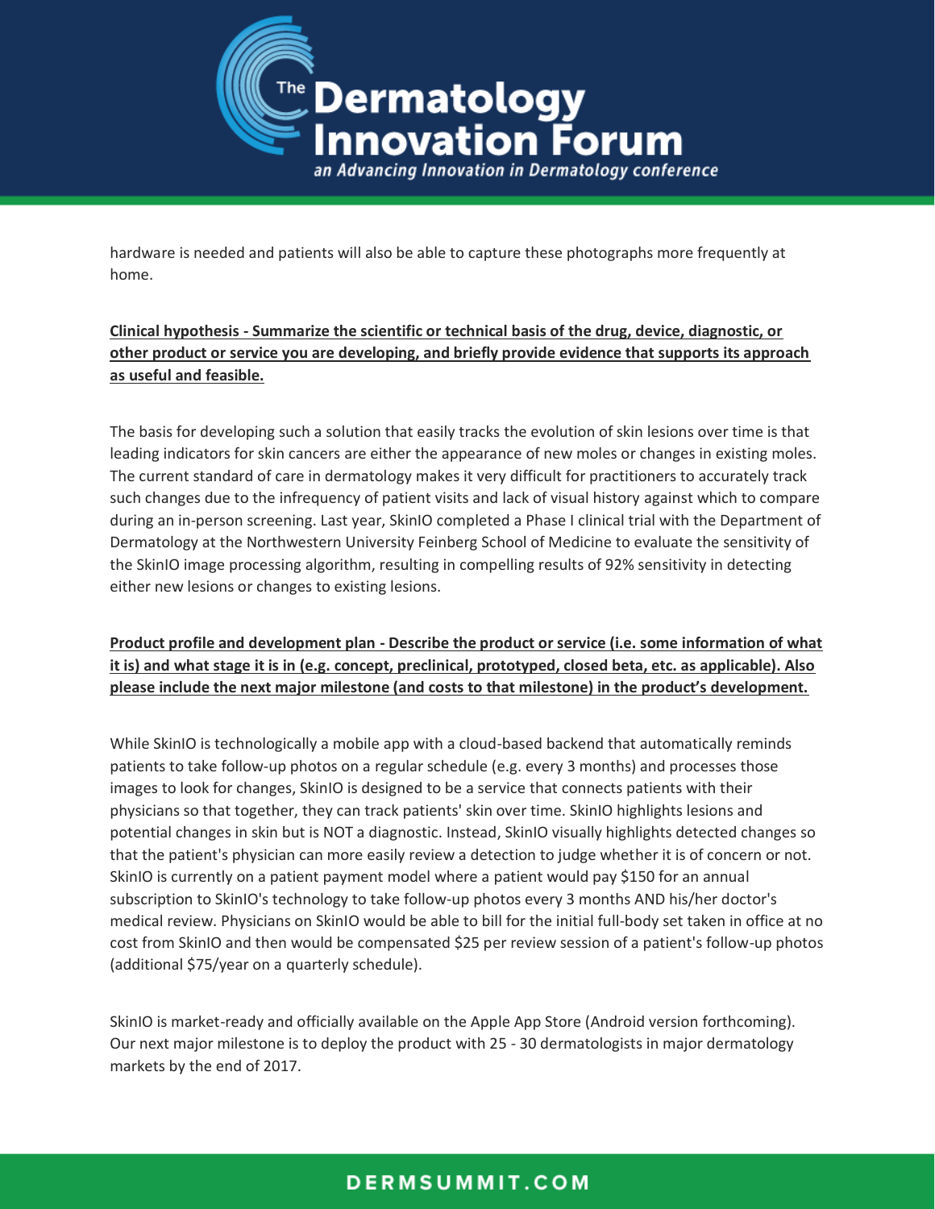hardware is needed and patients will also be able to capture these photographs more frequently at home.

**Clinical hypothesis - Summarize the scientific or technical basis of the drug, device, diagnostic, or other product or service you are developing, and briefly provide evidence that supports its approach as useful and feasible.**

The basis for developing such a solution that easily tracks the evolution of skin lesions over time is that leading indicators for skin cancers are either the appearance of new moles or changes in existing moles. The current standard of care in dermatology makes it very difficult for practitioners to accurately track such changes due to the infrequency of patient visits and lack of visual history against which to compare during an in-person screening. Last year, SkinIO completed a Phase I clinical trial with the Department of Dermatology at the Northwestern University Feinberg School of Medicine to evaluate the sensitivity of the SkinIO image processing algorithm, resulting in compelling results of 92% sensitivity in detecting either new lesions or changes to existing lesions.

**Product profile and development plan - Describe the product or service (i.e. some information of what it is) and what stage it is in (e.g. concept, preclinical, prototyped, closed beta, etc. as applicable). Also please include the next major milestone (and costs to that milestone) in the product's development.**

While SkinIO is technologically a mobile app with a cloud-based backend that automatically reminds patients to take follow-up photos on a regular schedule (e.g. every 3 months) and processes those images to look for changes, SkinIO is designed to be a service that connects patients with their physicians so that together, they can track patients' skin over time. SkinIO highlights lesions and potential changes in skin but is NOT a diagnostic. Instead, SkinIO visually highlights detected changes so that the patient's physician can more easily review a detection to judge whether it is of concern or not. SkinIO is currently on a patient payment model where a patient would pay $150 for an annual subscription to SkinIO's technology to take follow-up photos every 3 months AND his/her doctor's medical review. Physicians on SkinIO would be able to bill for the initial full-body set taken in office at no cost from SkinIO and then would be compensated $25 per review session of a patient's follow-up photos (additional $75/year on a quarterly schedule).

SkinIO is market-ready and officially available on the Apple App Store (Android version forthcoming). Our next major milestone is to deploy the product with 25 - 30 dermatologists in major dermatology markets by the end of 2017.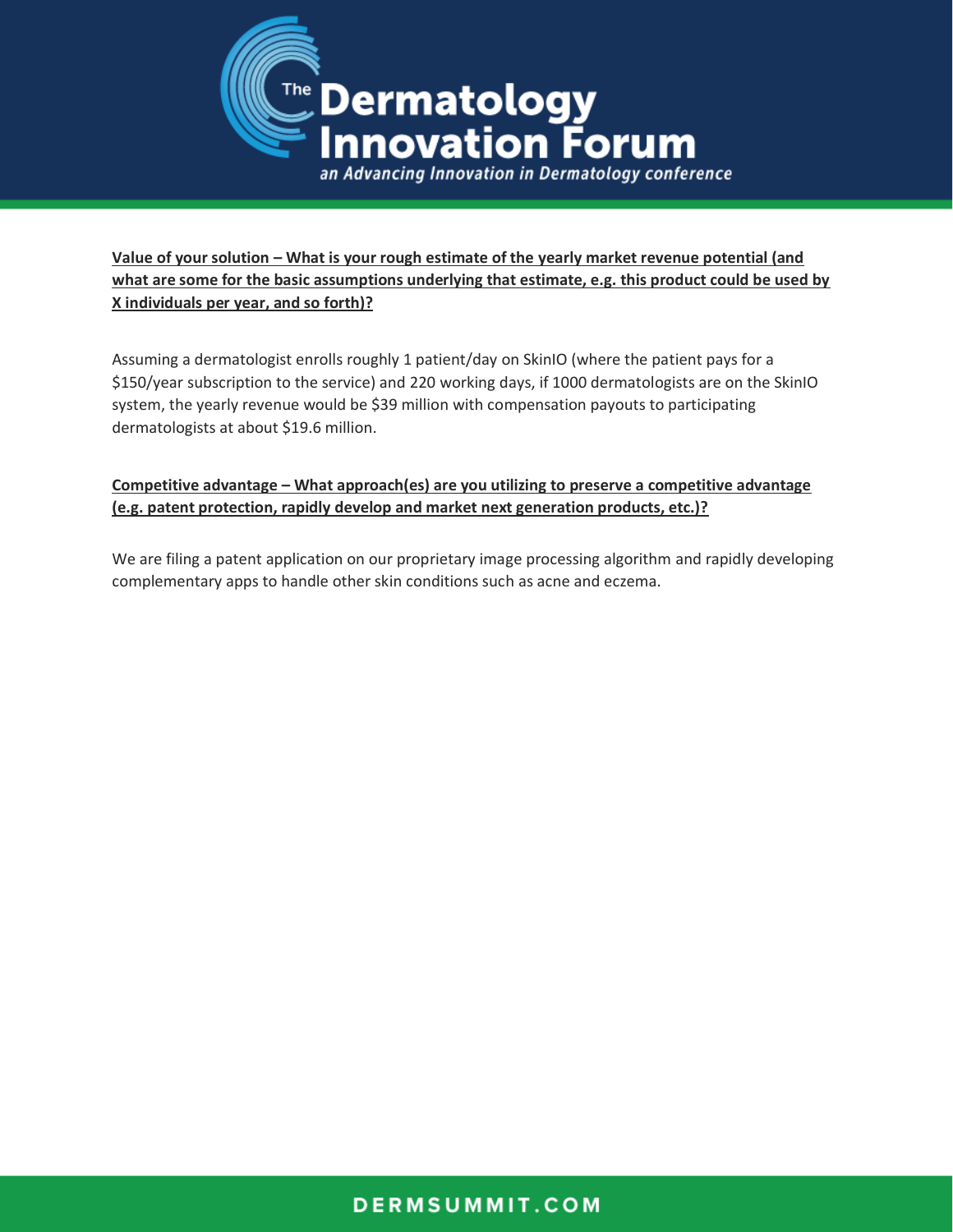**Value of your solution – What is your rough estimate of the yearly market revenue potential (and what are some for the basic assumptions underlying that estimate, e.g. this product could be used by X individuals per year, and so forth)?**

Assuming a dermatologist enrolls roughly 1 patient/day on SkinIO (where the patient pays for a $150/year subscription to the service) and 220 working days, if 1000 dermatologists are on the SkinIO system, the yearly revenue would be $39 million with compensation payouts to participating dermatologists at about $19.6 million.

**Competitive advantage – What approach(es) are you utilizing to preserve a competitive advantage (e.g. patent protection, rapidly develop and market next generation products, etc.)?**

We are filing a patent application on our proprietary image processing algorithm and rapidly developing complementary apps to handle other skin conditions such as acne and eczema.